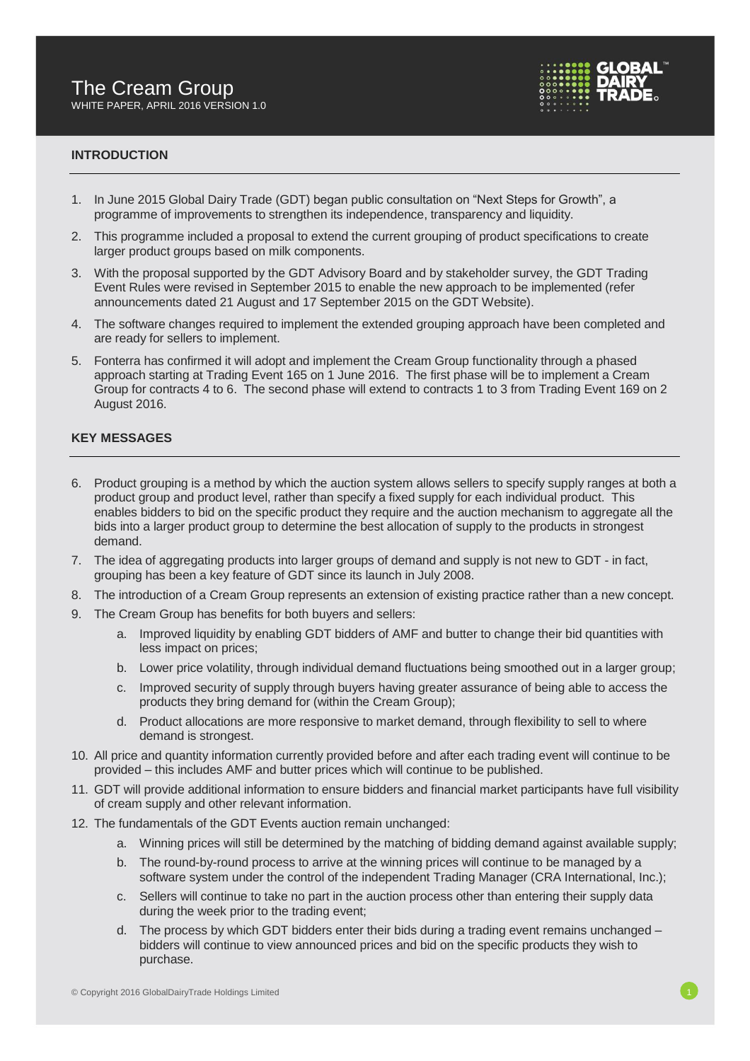# The Cream Group

WHITE PAPER, APRIL 2016 VERSION 1.0

## INTRODUCTION

1. In June 2015 Global Dairy Trade (GDT) began public consultation on "Next Steps for Growth", a programme of improvements to strengthen its independence, transparency and liquidity.
2. This programme included a proposal to extend the current grouping of product specifications to create larger product groups based on milk components.
3. With the proposal supported by the GDT Advisory Board and by stakeholder survey, the GDT Trading Event Rules were revised in September 2015 to enable the new approach to be implemented (refer announcements dated 21 August and 17 September 2015 on the GDT Website).
4. The software changes required to implement the extended grouping approach have been completed and are ready for sellers to implement.
5. Fonterra has confirmed it will adopt and implement the Cream Group functionality through a phased approach starting at Trading Event 165 on 1 June 2016. The first phase will be to implement a Cream Group for contracts 4 to 6. The second phase will extend to contracts 1 to 3 from Trading Event 169 on 2 August 2016.

## KEY MESSAGES

6. Product grouping is a method by which the auction system allows sellers to specify supply ranges at both a product group and product level, rather than specify a fixed supply for each individual product. This enables bidders to bid on the specific product they require and the auction mechanism to aggregate all the bids into a larger product group to determine the best allocation of supply to the products in strongest demand.
7. The idea of aggregating products into larger groups of demand and supply is not new to GDT - in fact, grouping has been a key feature of GDT since its launch in July 2008.
8. The introduction of a Cream Group represents an extension of existing practice rather than a new concept.
9. The Cream Group has benefits for both buyers and sellers:
    a. Improved liquidity by enabling GDT bidders of AMF and butter to change their bid quantities with less impact on prices;
    b. Lower price volatility, through individual demand fluctuations being smoothed out in a larger group;
    c. Improved security of supply through buyers having greater assurance of being able to access the products they bring demand for (within the Cream Group);
    d. Product allocations are more responsive to market demand, through flexibility to sell to where demand is strongest.
10. All price and quantity information currently provided before and after each trading event will continue to be provided – this includes AMF and butter prices which will continue to be published.
11. GDT will provide additional information to ensure bidders and financial market participants have full visibility of cream supply and other relevant information.
12. The fundamentals of the GDT Events auction remain unchanged:
    a. Winning prices will still be determined by the matching of bidding demand against available supply;
    b. The round-by-round process to arrive at the winning prices will continue to be managed by a software system under the control of the independent Trading Manager (CRA International, Inc.);
    c. Sellers will continue to take no part in the auction process other than entering their supply data during the week prior to the trading event;
    d. The process by which GDT bidders enter their bids during a trading event remains unchanged – bidders will continue to view announced prices and bid on the specific products they wish to purchase.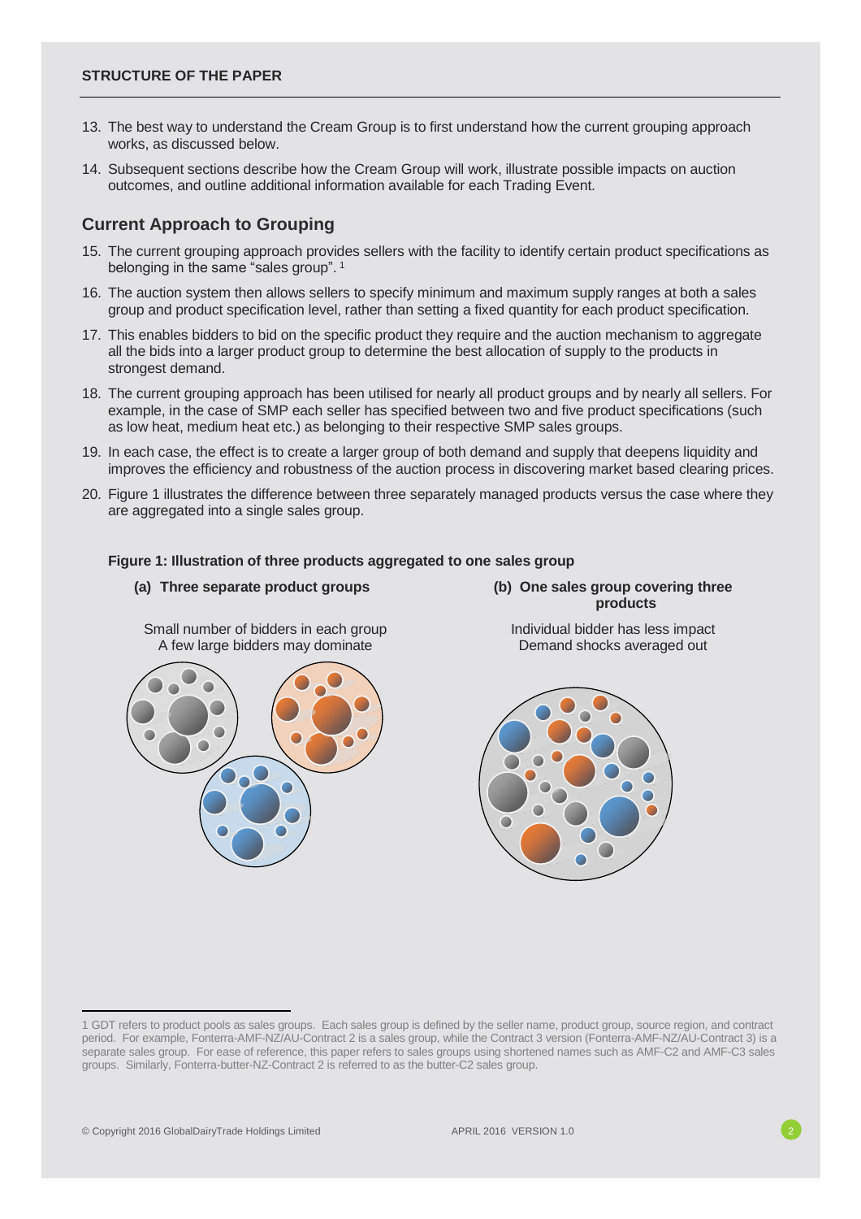**STRUCTURE OF THE PAPER**

13. The best way to understand the Cream Group is to first understand how the current grouping approach works, as discussed below.
14. Subsequent sections describe how the Cream Group will work, illustrate possible impacts on auction outcomes, and outline additional information available for each Trading Event.

## Current Approach to Grouping

15. The current grouping approach provides sellers with the facility to identify certain product specifications as belonging in the same "sales group". [1]
16. The auction system then allows sellers to specify minimum and maximum supply ranges at both a sales group and product specification level, rather than setting a fixed quantity for each product specification.
17. This enables bidders to bid on the specific product they require and the auction mechanism to aggregate all the bids into a larger product group to determine the best allocation of supply to the products in strongest demand.
18. The current grouping approach has been utilised for nearly all product groups and by nearly all sellers. For example, in the case of SMP each seller has specified between two and five product specifications (such as low heat, medium heat etc.) as belonging to their respective SMP sales groups.
19. In each case, the effect is to create a larger group of both demand and supply that deepens liquidity and improves the efficiency and robustness of the auction process in discovering market based clearing prices.
20. Figure 1 illustrates the difference between three separately managed products versus the case where they are aggregated into a single sales group.

**Figure 1: Illustration of three products aggregated to one sales group**

**(a) Three separate product groups**

Small number of bidders in each group
A few large bidders may dominate

**(b) One sales group covering three products**

Individual bidder has less impact
Demand shocks averaged out

---

1 GDT refers to product pools as sales groups. Each sales group is defined by the seller name, product group, source region, and contract period. For example, Fonterra-AMF-NZ/AU-Contract 2 is a sales group, while the Contract 3 version (Fonterra-AMF-NZ/AU-Contract 3) is a separate sales group. For ease of reference, this paper refers to sales groups using shortened names such as AMF-C2 and AMF-C3 sales groups. Similarly, Fonterra-butter-NZ-Contract 2 is referred to as the butter-C2 sales group.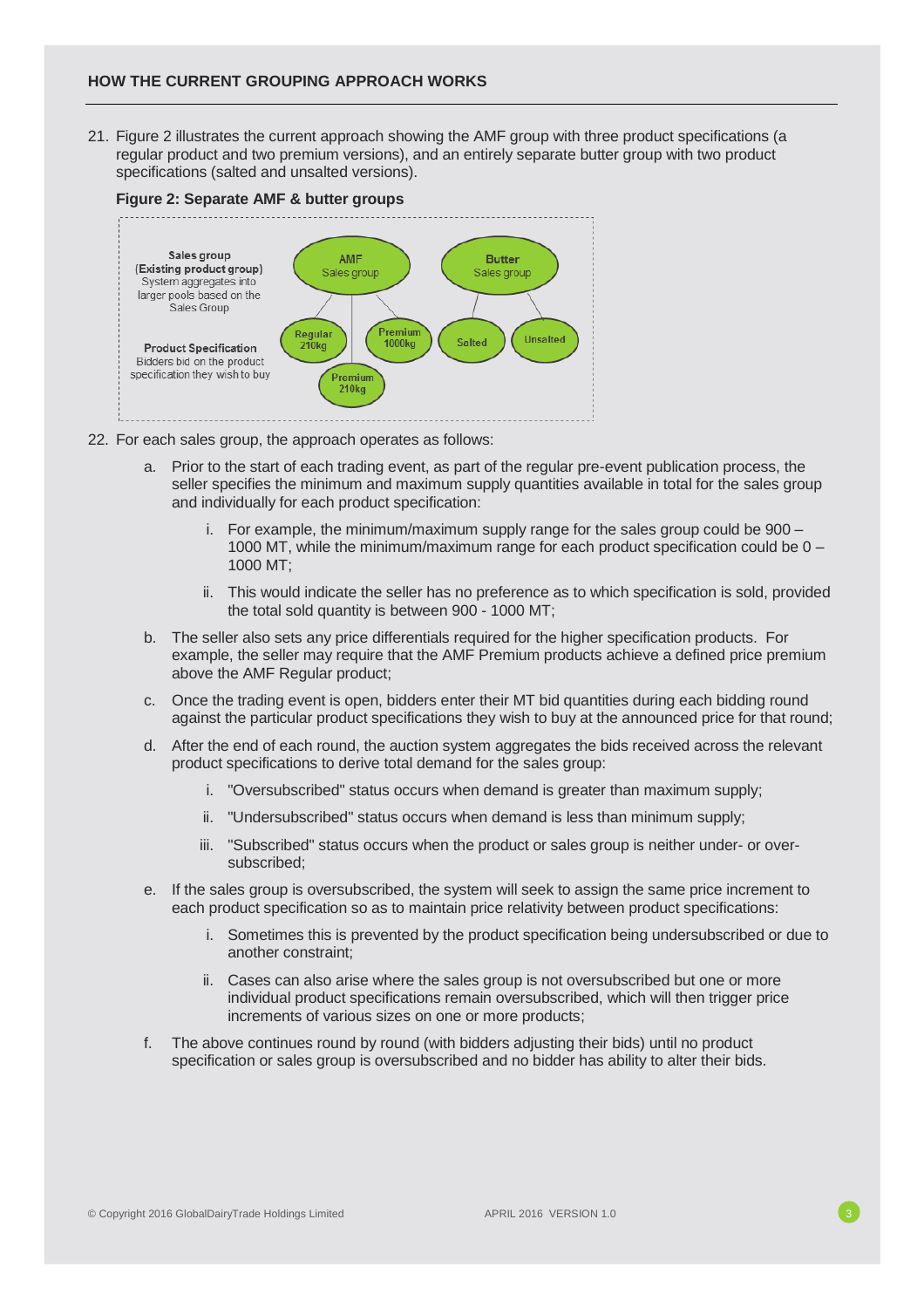## HOW THE CURRENT GROUPING APPROACH WORKS

21. Figure 2 illustrates the current approach showing the AMF group with three product specifications (a regular product and two premium versions), and an entirely separate butter group with two product specifications (salted and unsalted versions).

**Figure 2: Separate AMF & butter groups**

**Sales group**
**(Existing product group)**
System aggregates into larger pools based on the Sales Group

**Product Specification**
Bidders bid on the product specification they wish to buy

**AMF** Sales group: Regular 210kg; Premium 1000kg; Premium 210kg

**Butter** Sales group: Salted; Unsalted

22. For each sales group, the approach operates as follows:

    a. Prior to the start of each trading event, as part of the regular pre-event publication process, the seller specifies the minimum and maximum supply quantities available in total for the sales group and individually for each product specification:

        i. For example, the minimum/maximum supply range for the sales group could be 900 – 1000 MT, while the minimum/maximum range for each product specification could be 0 – 1000 MT;

        ii. This would indicate the seller has no preference as to which specification is sold, provided the total sold quantity is between 900 - 1000 MT;

    b. The seller also sets any price differentials required for the higher specification products. For example, the seller may require that the AMF Premium products achieve a defined price premium above the AMF Regular product;

    c. Once the trading event is open, bidders enter their MT bid quantities during each bidding round against the particular product specifications they wish to buy at the announced price for that round;

    d. After the end of each round, the auction system aggregates the bids received across the relevant product specifications to derive total demand for the sales group:

        i. "Oversubscribed" status occurs when demand is greater than maximum supply;

        ii. "Undersubscribed" status occurs when demand is less than minimum supply;

        iii. "Subscribed" status occurs when the product or sales group is neither under- or over-subscribed;

    e. If the sales group is oversubscribed, the system will seek to assign the same price increment to each product specification so as to maintain price relativity between product specifications:

        i. Sometimes this is prevented by the product specification being undersubscribed or due to another constraint;

        ii. Cases can also arise where the sales group is not oversubscribed but one or more individual product specifications remain oversubscribed, which will then trigger price increments of various sizes on one or more products;

    f. The above continues round by round (with bidders adjusting their bids) until no product specification or sales group is oversubscribed and no bidder has ability to alter their bids.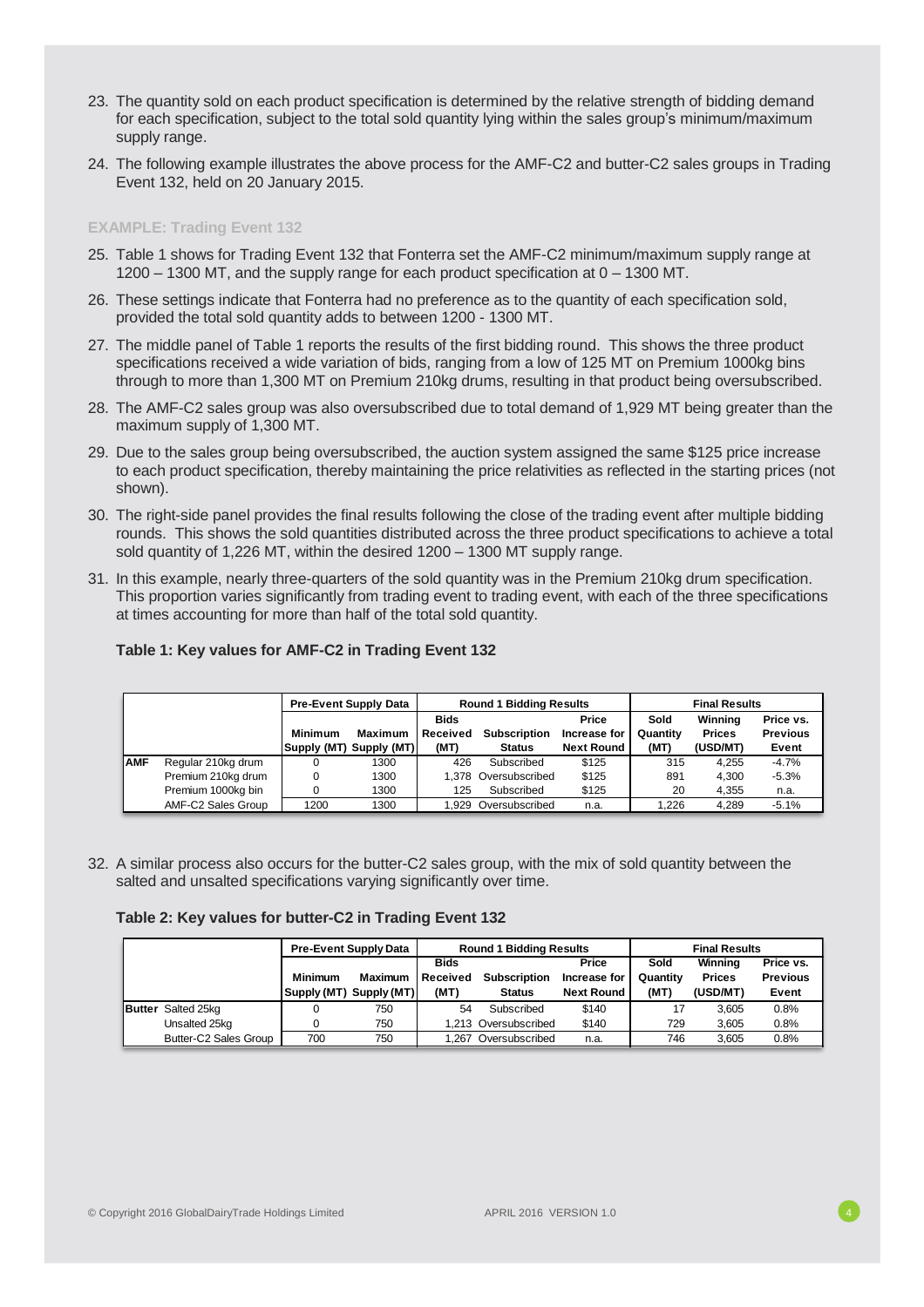23. The quantity sold on each product specification is determined by the relative strength of bidding demand for each specification, subject to the total sold quantity lying within the sales group's minimum/maximum supply range.

24. The following example illustrates the above process for the AMF-C2 and butter-C2 sales groups in Trading Event 132, held on 20 January 2015.

### EXAMPLE: Trading Event 132

25. Table 1 shows for Trading Event 132 that Fonterra set the AMF-C2 minimum/maximum supply range at 1200 – 1300 MT, and the supply range for each product specification at 0 – 1300 MT.

26. These settings indicate that Fonterra had no preference as to the quantity of each specification sold, provided the total sold quantity adds to between 1200 - 1300 MT.

27. The middle panel of Table 1 reports the results of the first bidding round. This shows the three product specifications received a wide variation of bids, ranging from a low of 125 MT on Premium 1000kg bins through to more than 1,300 MT on Premium 210kg drums, resulting in that product being oversubscribed.

28. The AMF-C2 sales group was also oversubscribed due to total demand of 1,929 MT being greater than the maximum supply of 1,300 MT.

29. Due to the sales group being oversubscribed, the auction system assigned the same $125 price increase to each product specification, thereby maintaining the price relativities as reflected in the starting prices (not shown).

30. The right-side panel provides the final results following the close of the trading event after multiple bidding rounds. This shows the sold quantities distributed across the three product specifications to achieve a total sold quantity of 1,226 MT, within the desired 1200 – 1300 MT supply range.

31. In this example, nearly three-quarters of the sold quantity was in the Premium 210kg drum specification. This proportion varies significantly from trading event to trading event, with each of the three specifications at times accounting for more than half of the total sold quantity.

**Table 1: Key values for AMF-C2 in Trading Event 132**

| | | Pre-Event Supply Data | | Round 1 Bidding Results | | | Final Results | | |
|---|---|---|---|---|---|---|---|---|---|
| | | Minimum Supply (MT) | Maximum Supply (MT) | Bids Received (MT) | Subscription Status | Price Increase for Next Round | Sold Quantity (MT) | Winning Prices (USD/MT) | Price vs. Previous Event |
| **AMF** | Regular 210kg drum | 0 | 1300 | 426 | Subscribed | $125 | 315 | 4,255 | -4.7% |
| | Premium 210kg drum | 0 | 1300 | 1,378 | Oversubscribed | $125 | 891 | 4,300 | -5.3% |
| | Premium 1000kg bin | 0 | 1300 | 125 | Subscribed | $125 | 20 | 4,355 | n.a. |
| | AMF-C2 Sales Group | 1200 | 1300 | 1,929 | Oversubscribed | n.a. | 1,226 | 4,289 | -5.1% |

32. A similar process also occurs for the butter-C2 sales group, with the mix of sold quantity between the salted and unsalted specifications varying significantly over time.

**Table 2: Key values for butter-C2 in Trading Event 132**

| | | Pre-Event Supply Data | | Round 1 Bidding Results | | | Final Results | | |
|---|---|---|---|---|---|---|---|---|---|
| | | Minimum Supply (MT) | Maximum Supply (MT) | Bids Received (MT) | Subscription Status | Price Increase for Next Round | Sold Quantity (MT) | Winning Prices (USD/MT) | Price vs. Previous Event |
| **Butter** | Salted 25kg | 0 | 750 | 54 | Subscribed | $140 | 17 | 3,605 | 0.8% |
| | Unsalted 25kg | 0 | 750 | 1,213 | Oversubscribed | $140 | 729 | 3,605 | 0.8% |
| | Butter-C2 Sales Group | 700 | 750 | 1,267 | Oversubscribed | n.a. | 746 | 3,605 | 0.8% |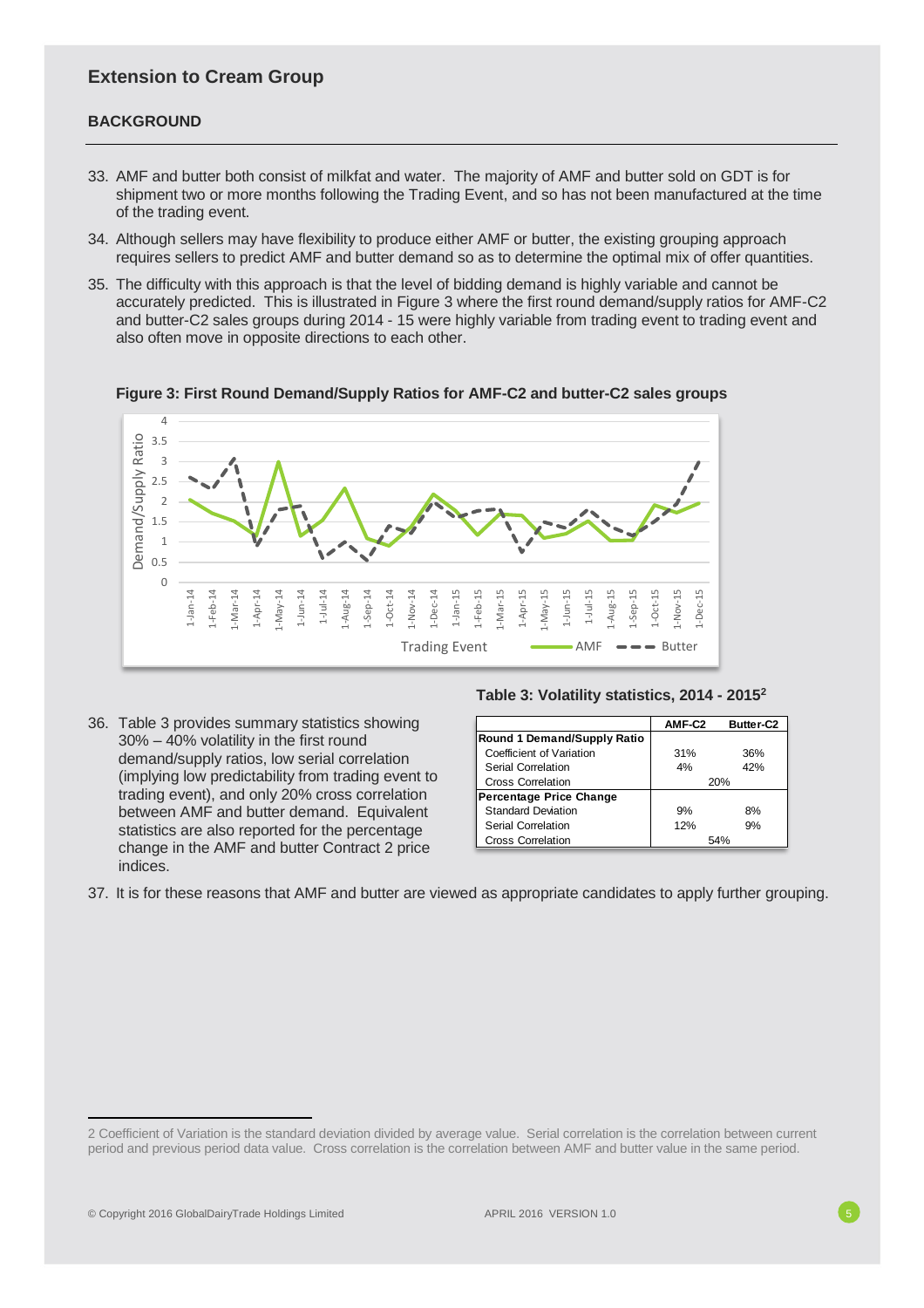## Extension to Cream Group

### BACKGROUND

33. AMF and butter both consist of milkfat and water. The majority of AMF and butter sold on GDT is for shipment two or more months following the Trading Event, and so has not been manufactured at the time of the trading event.

34. Although sellers may have flexibility to produce either AMF or butter, the existing grouping approach requires sellers to predict AMF and butter demand so as to determine the optimal mix of offer quantities.

35. The difficulty with this approach is that the level of bidding demand is highly variable and cannot be accurately predicted. This is illustrated in Figure 3 where the first round demand/supply ratios for AMF-C2 and butter-C2 sales groups during 2014 - 15 were highly variable from trading event to trading event and also often move in opposite directions to each other.

**Figure 3: First Round Demand/Supply Ratios for AMF-C2 and butter-C2 sales groups**

36. Table 3 provides summary statistics showing 30% – 40% volatility in the first round demand/supply ratios, low serial correlation (implying low predictability from trading event to trading event), and only 20% cross correlation between AMF and butter demand. Equivalent statistics are also reported for the percentage change in the AMF and butter Contract 2 price indices.

**Table 3: Volatility statistics, 2014 - 2015[2]**

| | AMF-C2 | Butter-C2 |
|---|---|---|
| **Round 1 Demand/Supply Ratio** | | |
| Coefficient of Variation | 31% | 36% |
| Serial Correlation | 4% | 42% |
| Cross Correlation | 20% | |
| **Percentage Price Change** | | |
| Standard Deviation | 9% | 8% |
| Serial Correlation | 12% | 9% |
| Cross Correlation | 54% | |

37. It is for these reasons that AMF and butter are viewed as appropriate candidates to apply further grouping.

2 Coefficient of Variation is the standard deviation divided by average value. Serial correlation is the correlation between current period and previous period data value. Cross correlation is the correlation between AMF and butter value in the same period.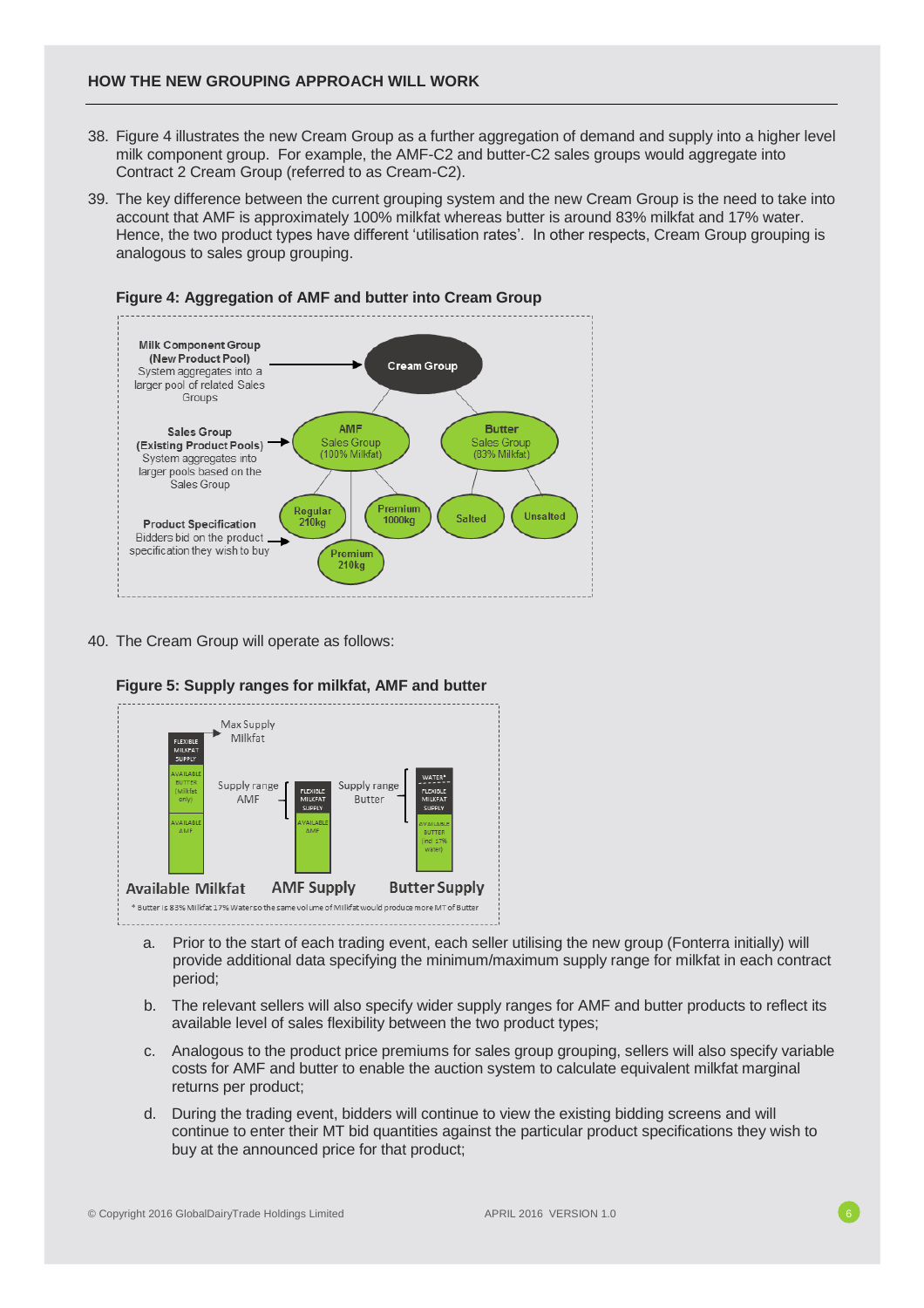## HOW THE NEW GROUPING APPROACH WILL WORK

38. Figure 4 illustrates the new Cream Group as a further aggregation of demand and supply into a higher level milk component group. For example, the AMF-C2 and butter-C2 sales groups would aggregate into Contract 2 Cream Group (referred to as Cream-C2).

39. The key difference between the current grouping system and the new Cream Group is the need to take into account that AMF is approximately 100% milkfat whereas butter is around 83% milkfat and 17% water. Hence, the two product types have different 'utilisation rates'. In other respects, Cream Group grouping is analogous to sales group grouping.

**Figure 4: Aggregation of AMF and butter into Cream Group**

**Milk Component Group (New Product Pool)** System aggregates into a larger pool of related Sales Groups → Cream Group

**Sales Group (Existing Product Pools)** System aggregates into larger pools based on the Sales Group → AMF Sales Group (100% Milkfat); Butter Sales Group (83% Milkfat)

**Product Specification** Bidders bid on the product specification they wish to buy → Regular 210kg; Premium 1000kg; Premium 210kg; Salted; Unsalted

40. The Cream Group will operate as follows:

**Figure 5: Supply ranges for milkfat, AMF and butter**

Available Milkfat: Max Supply Milkfat; FLEXIBLE MILKFAT SUPPLY; AVAILABLE BUTTER (Milkfat only); AVAILABLE AMF

AMF Supply: Supply range AMF; FLEXIBLE MILKFAT SUPPLY; AVAILABLE AMF

Butter Supply: Supply range Butter; WATER*; FLEXIBLE MILKFAT SUPPLY; AVAILABLE BUTTER (incl 17% water)

\* Butter is 83% Milkfat 17% Water so the same volume of Milkfat would produce more MT of Butter

a. Prior to the start of each trading event, each seller utilising the new group (Fonterra initially) will provide additional data specifying the minimum/maximum supply range for milkfat in each contract period;

b. The relevant sellers will also specify wider supply ranges for AMF and butter products to reflect its available level of sales flexibility between the two product types;

c. Analogous to the product price premiums for sales group grouping, sellers will also specify variable costs for AMF and butter to enable the auction system to calculate equivalent milkfat marginal returns per product;

d. During the trading event, bidders will continue to view the existing bidding screens and will continue to enter their MT bid quantities against the particular product specifications they wish to buy at the announced price for that product;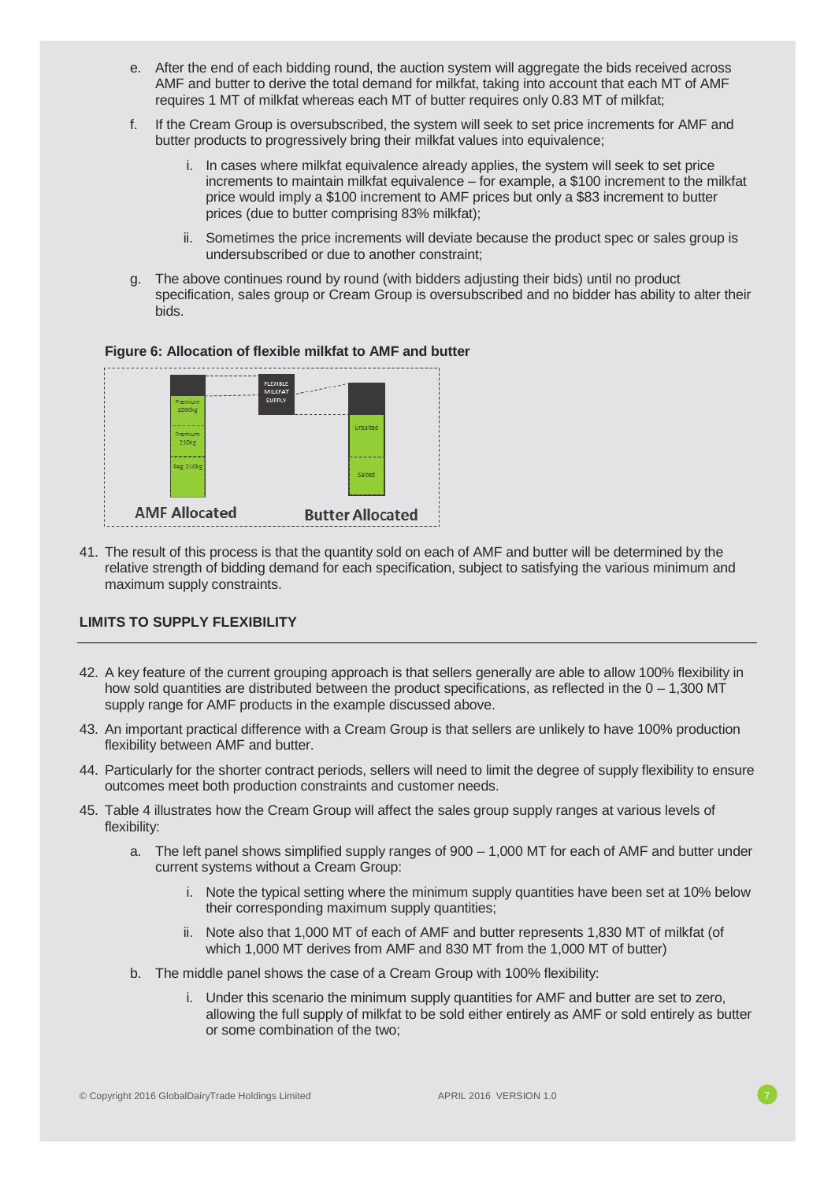e. After the end of each bidding round, the auction system will aggregate the bids received across AMF and butter to derive the total demand for milkfat, taking into account that each MT of AMF requires 1 MT of milkfat whereas each MT of butter requires only 0.83 MT of milkfat;

f. If the Cream Group is oversubscribed, the system will seek to set price increments for AMF and butter products to progressively bring their milkfat values into equivalence;

   i. In cases where milkfat equivalence already applies, the system will seek to set price increments to maintain milkfat equivalence – for example, a $100 increment to the milkfat price would imply a $100 increment to AMF prices but only a $83 increment to butter prices (due to butter comprising 83% milkfat);

   ii. Sometimes the price increments will deviate because the product spec or sales group is undersubscribed or due to another constraint;

g. The above continues round by round (with bidders adjusting their bids) until no product specification, sales group or Cream Group is oversubscribed and no bidder has ability to alter their bids.

**Figure 6: Allocation of flexible milkfat to AMF and butter**

FLEXIBLE MILKFAT SUPPLY

Premium 1000kg | Premium 210kg | Reg 210kg — AMF Allocated

Unsalted | Salted — Butter Allocated

41. The result of this process is that the quantity sold on each of AMF and butter will be determined by the relative strength of bidding demand for each specification, subject to satisfying the various minimum and maximum supply constraints.

**LIMITS TO SUPPLY FLEXIBILITY**

42. A key feature of the current grouping approach is that sellers generally are able to allow 100% flexibility in how sold quantities are distributed between the product specifications, as reflected in the 0 – 1,300 MT supply range for AMF products in the example discussed above.

43. An important practical difference with a Cream Group is that sellers are unlikely to have 100% production flexibility between AMF and butter.

44. Particularly for the shorter contract periods, sellers will need to limit the degree of supply flexibility to ensure outcomes meet both production constraints and customer needs.

45. Table 4 illustrates how the Cream Group will affect the sales group supply ranges at various levels of flexibility:

a. The left panel shows simplified supply ranges of 900 – 1,000 MT for each of AMF and butter under current systems without a Cream Group:

   i. Note the typical setting where the minimum supply quantities have been set at 10% below their corresponding maximum supply quantities;

   ii. Note also that 1,000 MT of each of AMF and butter represents 1,830 MT of milkfat (of which 1,000 MT derives from AMF and 830 MT from the 1,000 MT of butter)

b. The middle panel shows the case of a Cream Group with 100% flexibility:

   i. Under this scenario the minimum supply quantities for AMF and butter are set to zero, allowing the full supply of milkfat to be sold either entirely as AMF or sold entirely as butter or some combination of the two;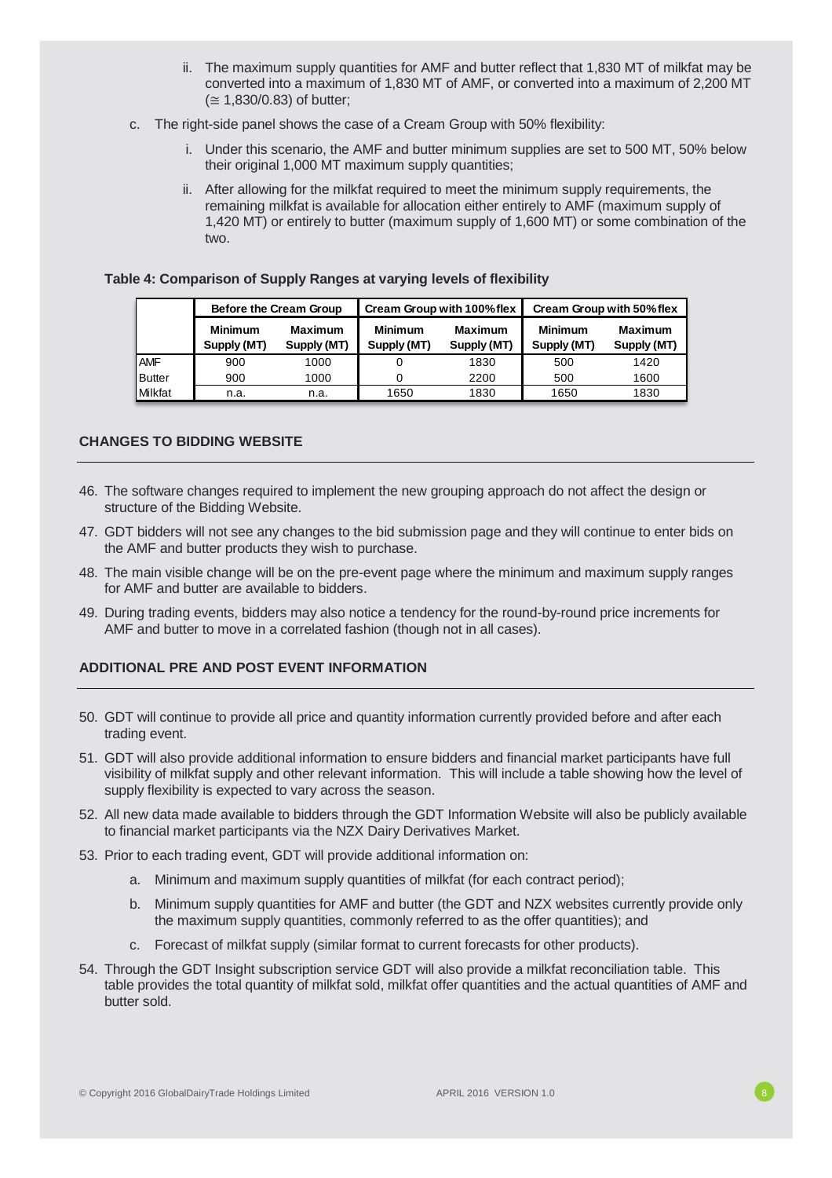ii. The maximum supply quantities for AMF and butter reflect that 1,830 MT of milkfat may be converted into a maximum of 1,830 MT of AMF, or converted into a maximum of 2,200 MT (≅ 1,830/0.83) of butter;

c. The right-side panel shows the case of a Cream Group with 50% flexibility:

i. Under this scenario, the AMF and butter minimum supplies are set to 500 MT, 50% below their original 1,000 MT maximum supply quantities;

ii. After allowing for the milkfat required to meet the minimum supply requirements, the remaining milkfat is available for allocation either entirely to AMF (maximum supply of 1,420 MT) or entirely to butter (maximum supply of 1,600 MT) or some combination of the two.

**Table 4: Comparison of Supply Ranges at varying levels of flexibility**

| | Before the Cream Group | | Cream Group with 100% flex | | Cream Group with 50% flex | |
|---|---|---|---|---|---|---|
| | Minimum Supply (MT) | Maximum Supply (MT) | Minimum Supply (MT) | Maximum Supply (MT) | Minimum Supply (MT) | Maximum Supply (MT) |
| AMF | 900 | 1000 | 0 | 1830 | 500 | 1420 |
| Butter | 900 | 1000 | 0 | 2200 | 500 | 1600 |
| Milkfat | n.a. | n.a. | 1650 | 1830 | 1650 | 1830 |

## CHANGES TO BIDDING WEBSITE

46. The software changes required to implement the new grouping approach do not affect the design or structure of the Bidding Website.
47. GDT bidders will not see any changes to the bid submission page and they will continue to enter bids on the AMF and butter products they wish to purchase.
48. The main visible change will be on the pre-event page where the minimum and maximum supply ranges for AMF and butter are available to bidders.
49. During trading events, bidders may also notice a tendency for the round-by-round price increments for AMF and butter to move in a correlated fashion (though not in all cases).

## ADDITIONAL PRE AND POST EVENT INFORMATION

50. GDT will continue to provide all price and quantity information currently provided before and after each trading event.
51. GDT will also provide additional information to ensure bidders and financial market participants have full visibility of milkfat supply and other relevant information. This will include a table showing how the level of supply flexibility is expected to vary across the season.
52. All new data made available to bidders through the GDT Information Website will also be publicly available to financial market participants via the NZX Dairy Derivatives Market.
53. Prior to each trading event, GDT will provide additional information on:
    a. Minimum and maximum supply quantities of milkfat (for each contract period);
    b. Minimum supply quantities for AMF and butter (the GDT and NZX websites currently provide only the maximum supply quantities, commonly referred to as the offer quantities); and
    c. Forecast of milkfat supply (similar format to current forecasts for other products).
54. Through the GDT Insight subscription service GDT will also provide a milkfat reconciliation table. This table provides the total quantity of milkfat sold, milkfat offer quantities and the actual quantities of AMF and butter sold.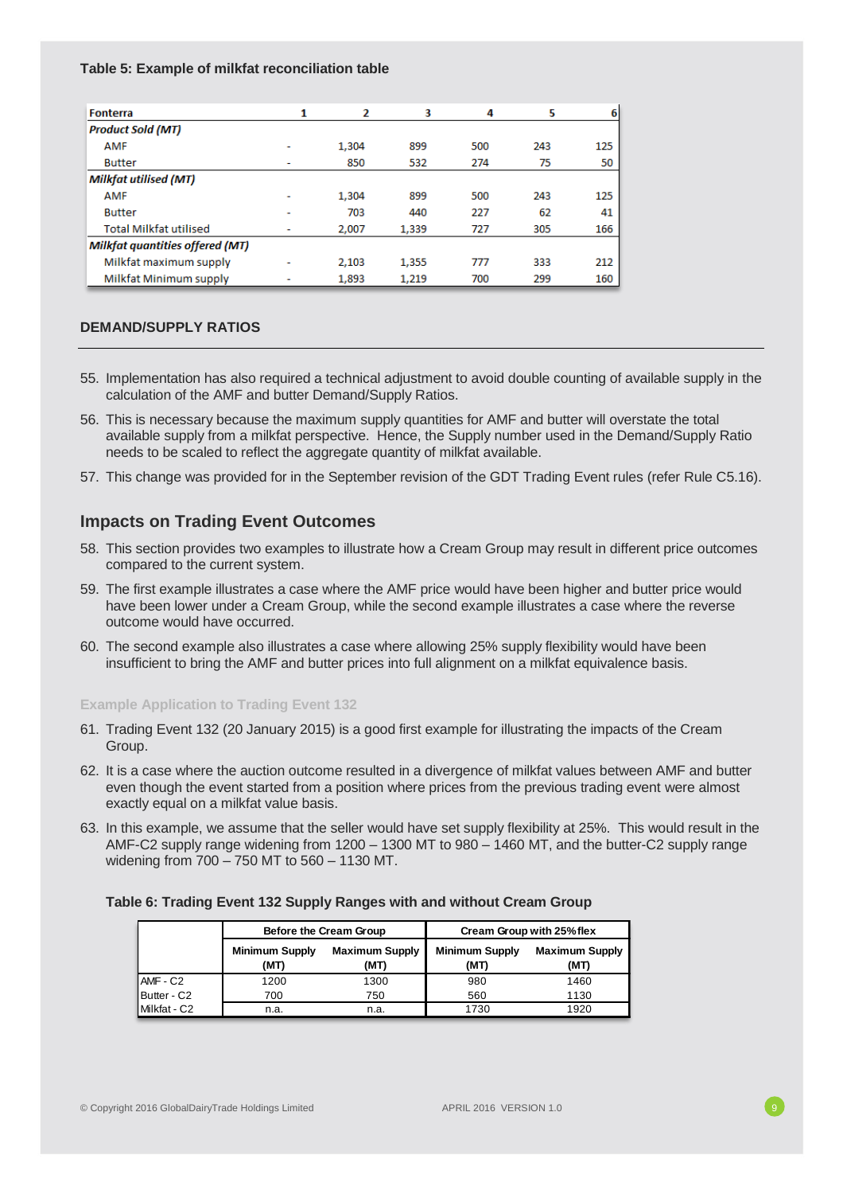**Table 5: Example of milkfat reconciliation table**

| Fonterra | 1 | 2 | 3 | 4 | 5 | 6 |
|---|---|---|---|---|---|---|
| ***Product Sold (MT)*** | | | | | | |
| AMF | - | 1,304 | 899 | 500 | 243 | 125 |
| Butter | - | 850 | 532 | 274 | 75 | 50 |
| ***Milkfat utilised (MT)*** | | | | | | |
| AMF | - | 1,304 | 899 | 500 | 243 | 125 |
| Butter | - | 703 | 440 | 227 | 62 | 41 |
| Total Milkfat utilised | - | 2,007 | 1,339 | 727 | 305 | 166 |
| ***Milkfat quantities offered (MT)*** | | | | | | |
| Milkfat maximum supply | - | 2,103 | 1,355 | 777 | 333 | 212 |
| Milkfat Minimum supply | - | 1,893 | 1,219 | 700 | 299 | 160 |

### DEMAND/SUPPLY RATIOS

55. Implementation has also required a technical adjustment to avoid double counting of available supply in the calculation of the AMF and butter Demand/Supply Ratios.
56. This is necessary because the maximum supply quantities for AMF and butter will overstate the total available supply from a milkfat perspective. Hence, the Supply number used in the Demand/Supply Ratio needs to be scaled to reflect the aggregate quantity of milkfat available.
57. This change was provided for in the September revision of the GDT Trading Event rules (refer Rule C5.16).

## Impacts on Trading Event Outcomes

58. This section provides two examples to illustrate how a Cream Group may result in different price outcomes compared to the current system.
59. The first example illustrates a case where the AMF price would have been higher and butter price would have been lower under a Cream Group, while the second example illustrates a case where the reverse outcome would have occurred.
60. The second example also illustrates a case where allowing 25% supply flexibility would have been insufficient to bring the AMF and butter prices into full alignment on a milkfat equivalence basis.

### Example Application to Trading Event 132

61. Trading Event 132 (20 January 2015) is a good first example for illustrating the impacts of the Cream Group.
62. It is a case where the auction outcome resulted in a divergence of milkfat values between AMF and butter even though the event started from a position where prices from the previous trading event were almost exactly equal on a milkfat value basis.
63. In this example, we assume that the seller would have set supply flexibility at 25%. This would result in the AMF-C2 supply range widening from 1200 – 1300 MT to 980 – 1460 MT, and the butter-C2 supply range widening from 700 – 750 MT to 560 – 1130 MT.

**Table 6: Trading Event 132 Supply Ranges with and without Cream Group**

| | Before the Cream Group | | Cream Group with 25% flex | |
|---|---|---|---|---|
| | Minimum Supply (MT) | Maximum Supply (MT) | Minimum Supply (MT) | Maximum Supply (MT) |
| AMF - C2 | 1200 | 1300 | 980 | 1460 |
| Butter - C2 | 700 | 750 | 560 | 1130 |
| Milkfat - C2 | n.a. | n.a. | 1730 | 1920 |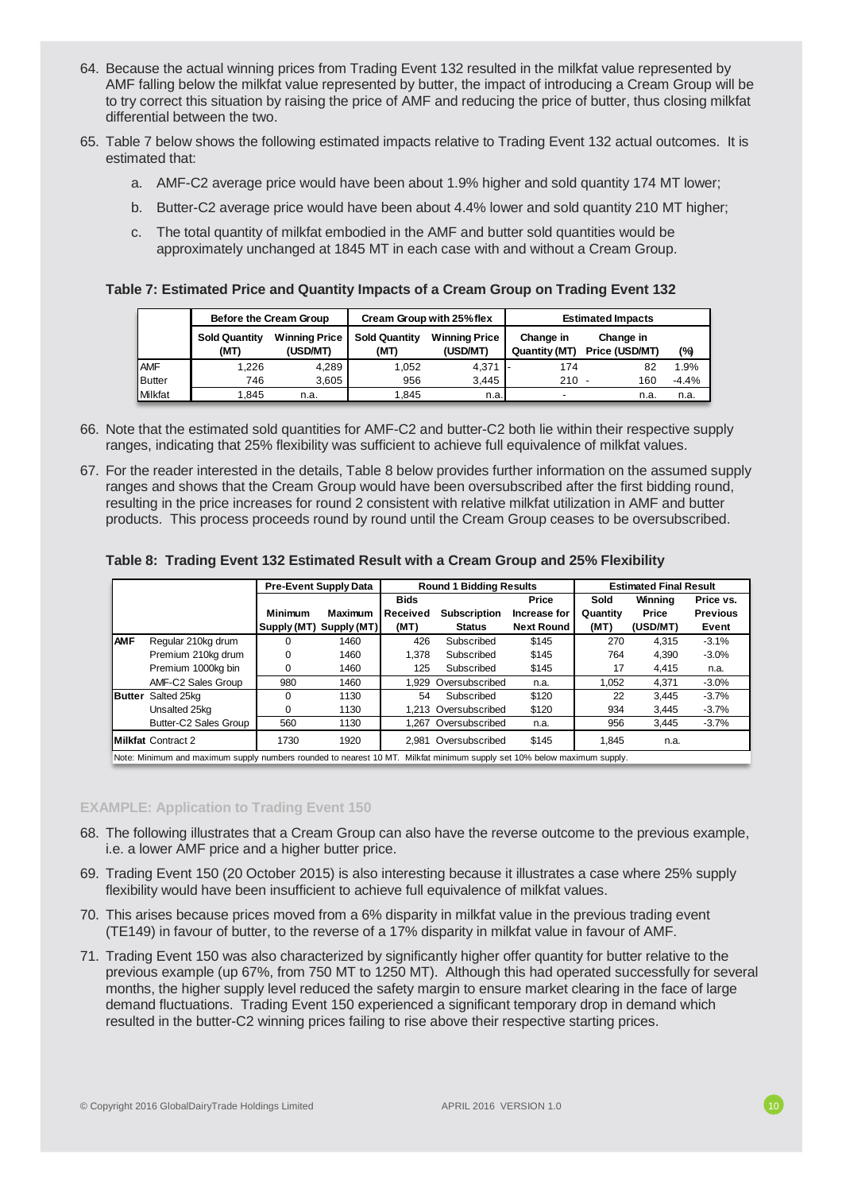64. Because the actual winning prices from Trading Event 132 resulted in the milkfat value represented by AMF falling below the milkfat value represented by butter, the impact of introducing a Cream Group will be to try correct this situation by raising the price of AMF and reducing the price of butter, thus closing milkfat differential between the two.

65. Table 7 below shows the following estimated impacts relative to Trading Event 132 actual outcomes. It is estimated that:

    a. AMF-C2 average price would have been about 1.9% higher and sold quantity 174 MT lower;

    b. Butter-C2 average price would have been about 4.4% lower and sold quantity 210 MT higher;

    c. The total quantity of milkfat embodied in the AMF and butter sold quantities would be approximately unchanged at 1845 MT in each case with and without a Cream Group.

**Table 7: Estimated Price and Quantity Impacts of a Cream Group on Trading Event 132**

| | Before the Cream Group | | Cream Group with 25% flex | | Estimated Impacts | | |
|---|---|---|---|---|---|---|---|
| | Sold Quantity (MT) | Winning Price (USD/MT) | Sold Quantity (MT) | Winning Price (USD/MT) | Change in Quantity (MT) | Change in Price (USD/MT) | (%) |
| AMF | 1,226 | 4,289 | 1,052 | 4,371 | -174 | 82 | 1.9% |
| Butter | 746 | 3,605 | 956 | 3,445 | 210 | -160 | -4.4% |
| Milkfat | 1,845 | n.a. | 1,845 | n.a. | - | n.a. | n.a. |

66. Note that the estimated sold quantities for AMF-C2 and butter-C2 both lie within their respective supply ranges, indicating that 25% flexibility was sufficient to achieve full equivalence of milkfat values.

67. For the reader interested in the details, Table 8 below provides further information on the assumed supply ranges and shows that the Cream Group would have been oversubscribed after the first bidding round, resulting in the price increases for round 2 consistent with relative milkfat utilization in AMF and butter products. This process proceeds round by round until the Cream Group ceases to be oversubscribed.

**Table 8: Trading Event 132 Estimated Result with a Cream Group and 25% Flexibility**

| | | Pre-Event Supply Data | | Round 1 Bidding Results | | | Estimated Final Result | | |
|---|---|---|---|---|---|---|---|---|---|
| | | Minimum Supply (MT) | Maximum Supply (MT) | Bids Received (MT) | Subscription Status | Price Increase for Next Round | Sold Quantity (MT) | Winning Price (USD/MT) | Price vs. Previous Event |
| AMF | Regular 210kg drum | 0 | 1460 | 426 | Subscribed | $145 | 270 | 4,315 | -3.1% |
| | Premium 210kg drum | 0 | 1460 | 1,378 | Subscribed | $145 | 764 | 4,390 | -3.0% |
| | Premium 1000kg bin | 0 | 1460 | 125 | Subscribed | $145 | 17 | 4,415 | n.a. |
| | AMF-C2 Sales Group | 980 | 1460 | 1,929 | Oversubscribed | n.a. | 1,052 | 4,371 | -3.0% |
| Butter | Salted 25kg | 0 | 1130 | 54 | Subscribed | $120 | 22 | 3,445 | -3.7% |
| | Unsalted 25kg | 0 | 1130 | 1,213 | Oversubscribed | $120 | 934 | 3,445 | -3.7% |
| | Butter-C2 Sales Group | 560 | 1130 | 1,267 | Oversubscribed | n.a. | 956 | 3,445 | -3.7% |
| Milkfat | Contract 2 | 1730 | 1920 | 2,981 | Oversubscribed | $145 | 1,845 | n.a. | |

Note: Minimum and maximum supply numbers rounded to nearest 10 MT. Milkfat minimum supply set 10% below maximum supply.

### EXAMPLE: Application to Trading Event 150

68. The following illustrates that a Cream Group can also have the reverse outcome to the previous example, i.e. a lower AMF price and a higher butter price.

69. Trading Event 150 (20 October 2015) is also interesting because it illustrates a case where 25% supply flexibility would have been insufficient to achieve full equivalence of milkfat values.

70. This arises because prices moved from a 6% disparity in milkfat value in the previous trading event (TE149) in favour of butter, to the reverse of a 17% disparity in milkfat value in favour of AMF.

71. Trading Event 150 was also characterized by significantly higher offer quantity for butter relative to the previous example (up 67%, from 750 MT to 1250 MT). Although this had operated successfully for several months, the higher supply level reduced the safety margin to ensure market clearing in the face of large demand fluctuations. Trading Event 150 experienced a significant temporary drop in demand which resulted in the butter-C2 winning prices failing to rise above their respective starting prices.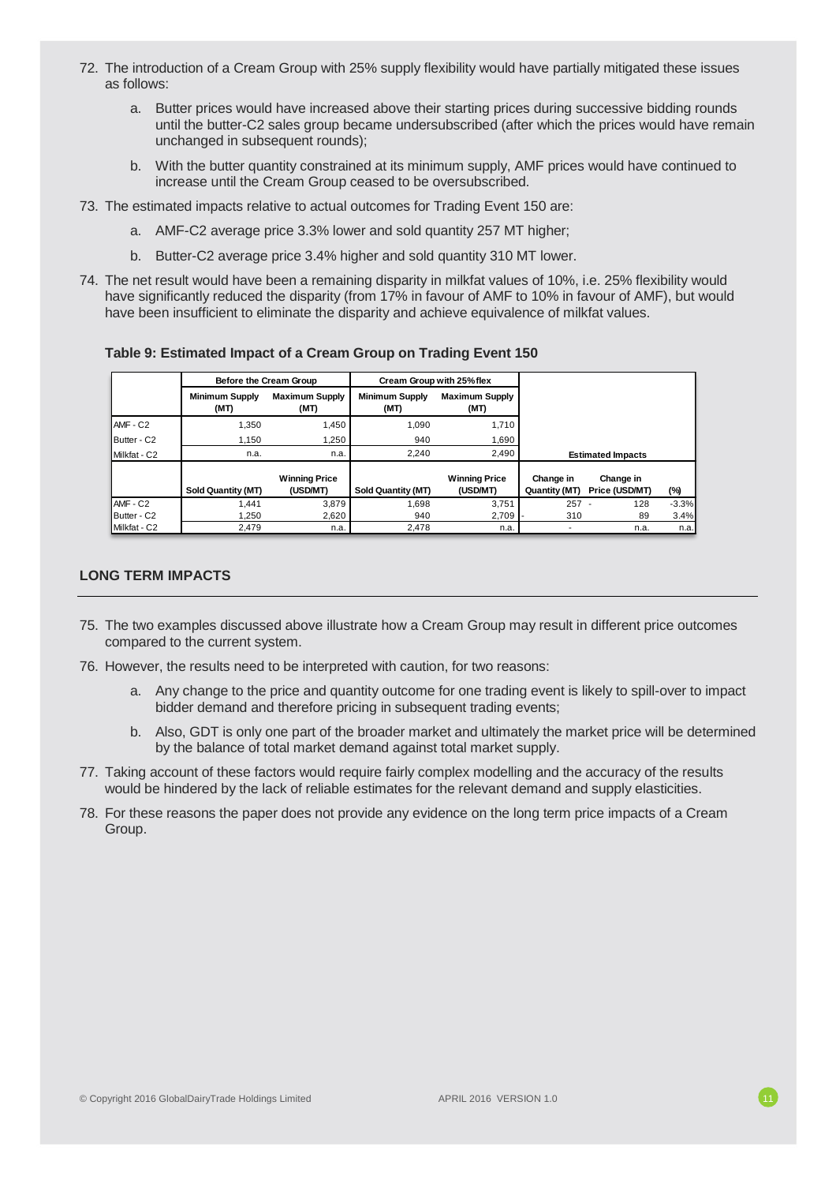72. The introduction of a Cream Group with 25% supply flexibility would have partially mitigated these issues as follows:

    a. Butter prices would have increased above their starting prices during successive bidding rounds until the butter-C2 sales group became undersubscribed (after which the prices would have remain unchanged in subsequent rounds);

    b. With the butter quantity constrained at its minimum supply, AMF prices would have continued to increase until the Cream Group ceased to be oversubscribed.

73. The estimated impacts relative to actual outcomes for Trading Event 150 are:

    a. AMF-C2 average price 3.3% lower and sold quantity 257 MT higher;

    b. Butter-C2 average price 3.4% higher and sold quantity 310 MT lower.

74. The net result would have been a remaining disparity in milkfat values of 10%, i.e. 25% flexibility would have significantly reduced the disparity (from 17% in favour of AMF to 10% in favour of AMF), but would have been insufficient to eliminate the disparity and achieve equivalence of milkfat values.

**Table 9: Estimated Impact of a Cream Group on Trading Event 150**

| | Before the Cream Group | | Cream Group with 25% flex | | | | |
|---|---|---|---|---|---|---|---|
| | Minimum Supply (MT) | Maximum Supply (MT) | Minimum Supply (MT) | Maximum Supply (MT) | | | |
| AMF - C2 | 1,350 | 1,450 | 1,090 | 1,710 | | | |
| Butter - C2 | 1,150 | 1,250 | 940 | 1,690 | | | |
| Milkfat - C2 | n.a. | n.a. | 2,240 | 2,490 | Estimated Impacts | | |
| | Sold Quantity (MT) | Winning Price (USD/MT) | Sold Quantity (MT) | Winning Price (USD/MT) | Change in Quantity (MT) | Change in Price (USD/MT) | (%) |
| AMF - C2 | 1,441 | 3,879 | 1,698 | 3,751 | 257 | -128 | -3.3% |
| Butter - C2 | 1,250 | 2,620 | 940 | 2,709 | -310 | 89 | 3.4% |
| Milkfat - C2 | 2,479 | n.a. | 2,478 | n.a. | - | n.a. | n.a. |

## LONG TERM IMPACTS

75. The two examples discussed above illustrate how a Cream Group may result in different price outcomes compared to the current system.

76. However, the results need to be interpreted with caution, for two reasons:

    a. Any change to the price and quantity outcome for one trading event is likely to spill-over to impact bidder demand and therefore pricing in subsequent trading events;

    b. Also, GDT is only one part of the broader market and ultimately the market price will be determined by the balance of total market demand against total market supply.

77. Taking account of these factors would require fairly complex modelling and the accuracy of the results would be hindered by the lack of reliable estimates for the relevant demand and supply elasticities.

78. For these reasons the paper does not provide any evidence on the long term price impacts of a Cream Group.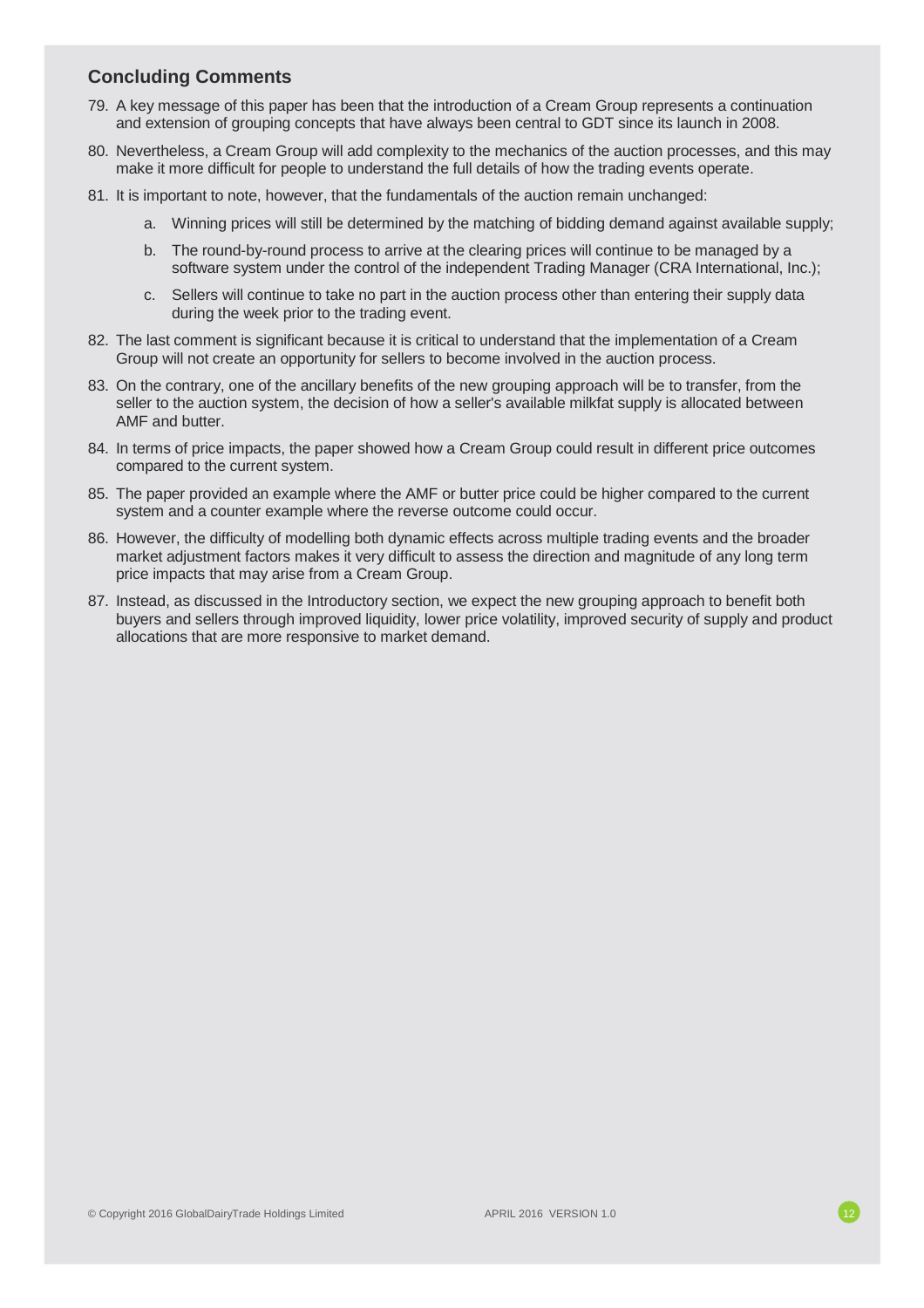## Concluding Comments

79. A key message of this paper has been that the introduction of a Cream Group represents a continuation and extension of grouping concepts that have always been central to GDT since its launch in 2008.

80. Nevertheless, a Cream Group will add complexity to the mechanics of the auction processes, and this may make it more difficult for people to understand the full details of how the trading events operate.

81. It is important to note, however, that the fundamentals of the auction remain unchanged:

    a. Winning prices will still be determined by the matching of bidding demand against available supply;

    b. The round-by-round process to arrive at the clearing prices will continue to be managed by a software system under the control of the independent Trading Manager (CRA International, Inc.);

    c. Sellers will continue to take no part in the auction process other than entering their supply data during the week prior to the trading event.

82. The last comment is significant because it is critical to understand that the implementation of a Cream Group will not create an opportunity for sellers to become involved in the auction process.

83. On the contrary, one of the ancillary benefits of the new grouping approach will be to transfer, from the seller to the auction system, the decision of how a seller's available milkfat supply is allocated between AMF and butter.

84. In terms of price impacts, the paper showed how a Cream Group could result in different price outcomes compared to the current system.

85. The paper provided an example where the AMF or butter price could be higher compared to the current system and a counter example where the reverse outcome could occur.

86. However, the difficulty of modelling both dynamic effects across multiple trading events and the broader market adjustment factors makes it very difficult to assess the direction and magnitude of any long term price impacts that may arise from a Cream Group.

87. Instead, as discussed in the Introductory section, we expect the new grouping approach to benefit both buyers and sellers through improved liquidity, lower price volatility, improved security of supply and product allocations that are more responsive to market demand.